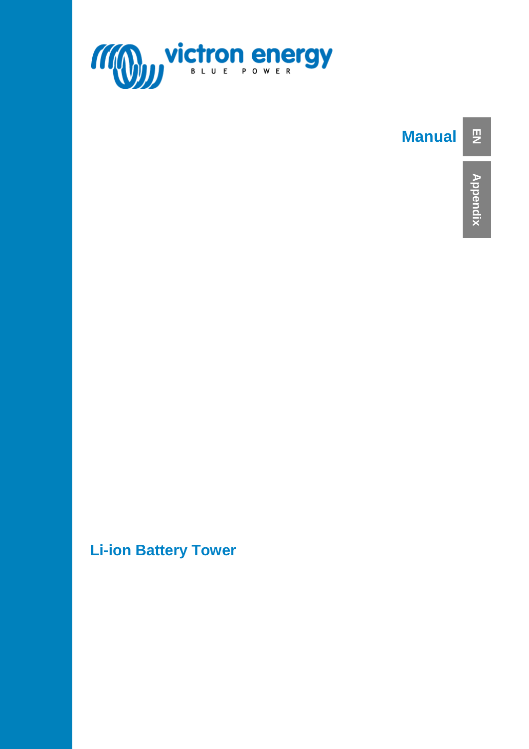victron energy

BLUE POWER

**Manual**

EN

Appendix

# Li-ion Battery Tower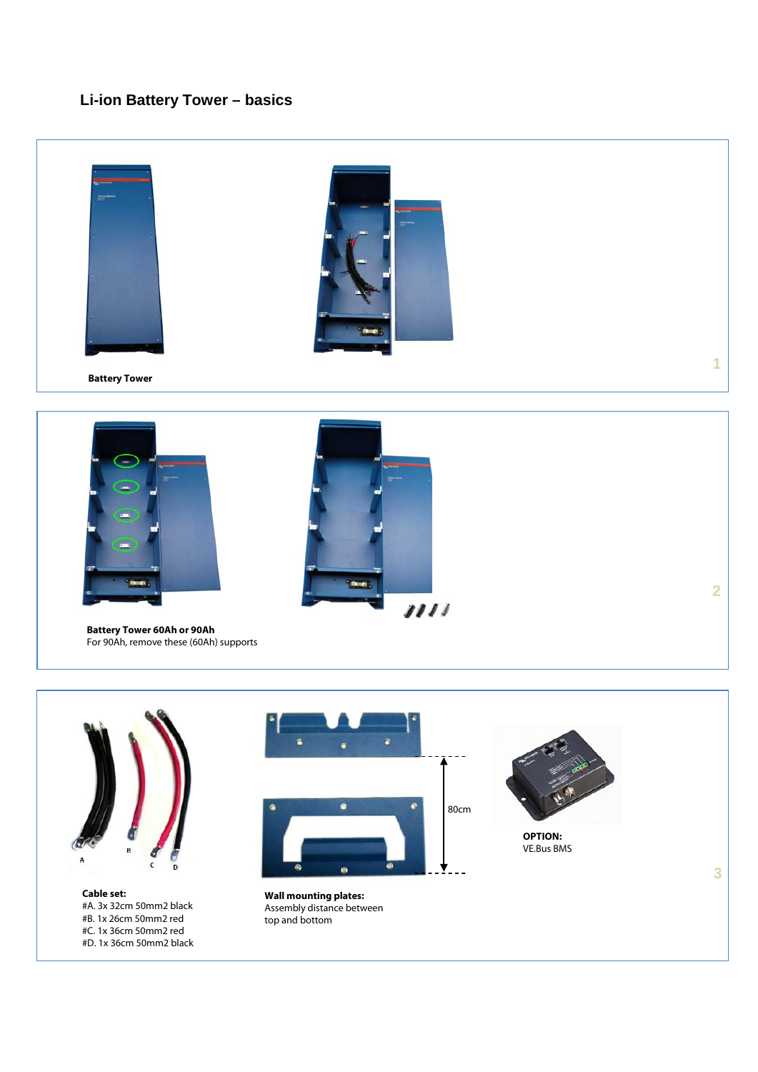## Li-ion Battery Tower – basics

**Battery Tower**

1

**Battery Tower 60Ah or 90Ah**
For 90Ah, remove these (60Ah) supports

2

80cm

**Cable set:**
#A. 3x 32cm 50mm2 black
#B. 1x 26cm 50mm2 red
#C. 1x 36cm 50mm2 red
#D. 1x 36cm 50mm2 black

**Wall mounting plates:**
Assembly distance between top and bottom

**OPTION:**
VE.Bus BMS

3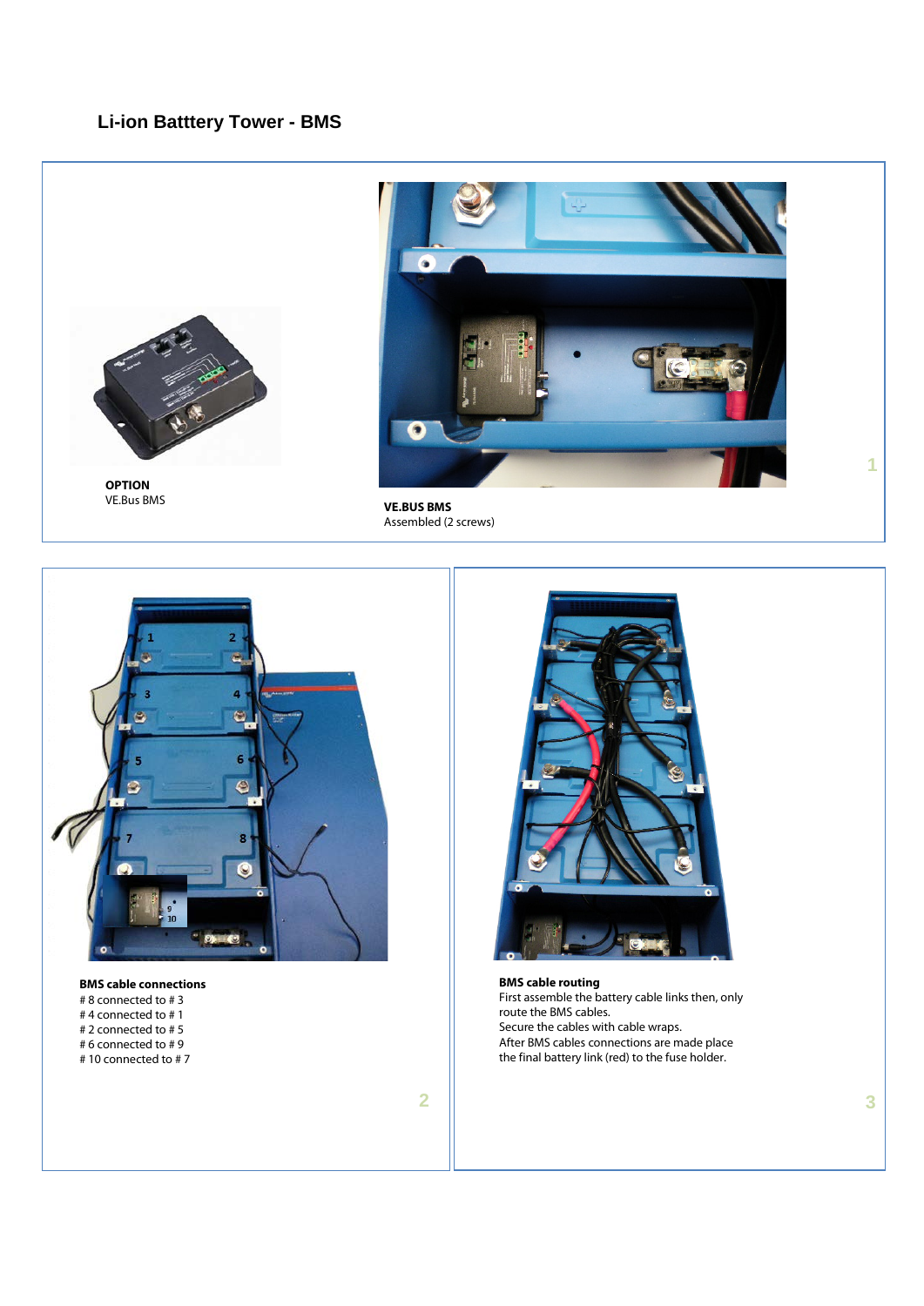## Li-ion Batttery Tower - BMS

**OPTION**
VE.Bus BMS

**VE.BUS BMS**
Assembled (2 screws)

**BMS cable connections**
# 8 connected to # 3
# 4 connected to # 1
# 2 connected to # 5
# 6 connected to # 9
# 10 connected to # 7

**BMS cable routing**
First assemble the battery cable links then, only route the BMS cables.
Secure the cables with cable wraps.
After BMS cables connections are made place the final battery link (red) to the fuse holder.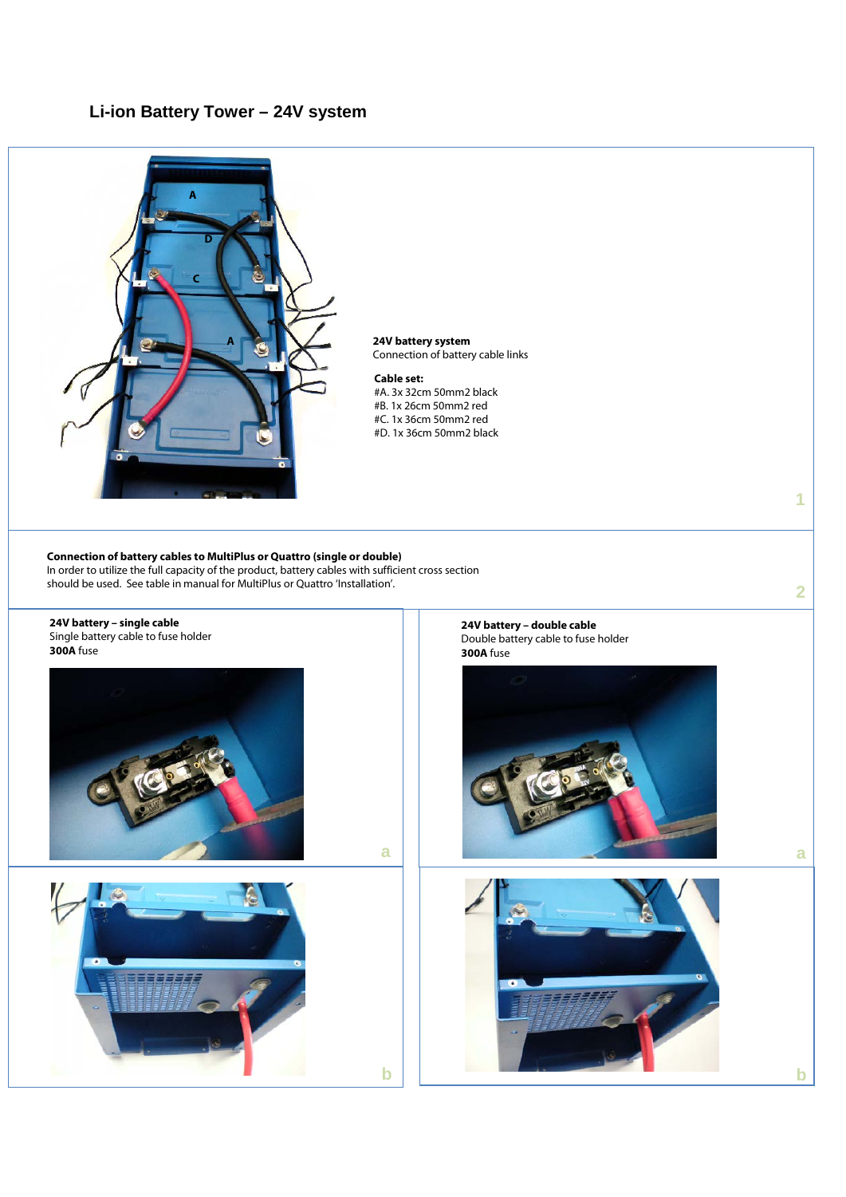## Li-ion Battery Tower – 24V system

**24V battery system**
Connection of battery cable links

**Cable set:**
#A. 3x 32cm 50mm2 black
#B. 1x 26cm 50mm2 red
#C. 1x 36cm 50mm2 red
#D. 1x 36cm 50mm2 black

1

**Connection of battery cables to MultiPlus or Quattro (single or double)**
In order to utilize the full capacity of the product, battery cables with sufficient cross section should be used. See table in manual for MultiPlus or Quattro 'Installation'.

2

**24V battery – single cable**
Single battery cable to fuse holder
**300A** fuse

a

b

**24V battery – double cable**
Double battery cable to fuse holder
**300A** fuse

a

b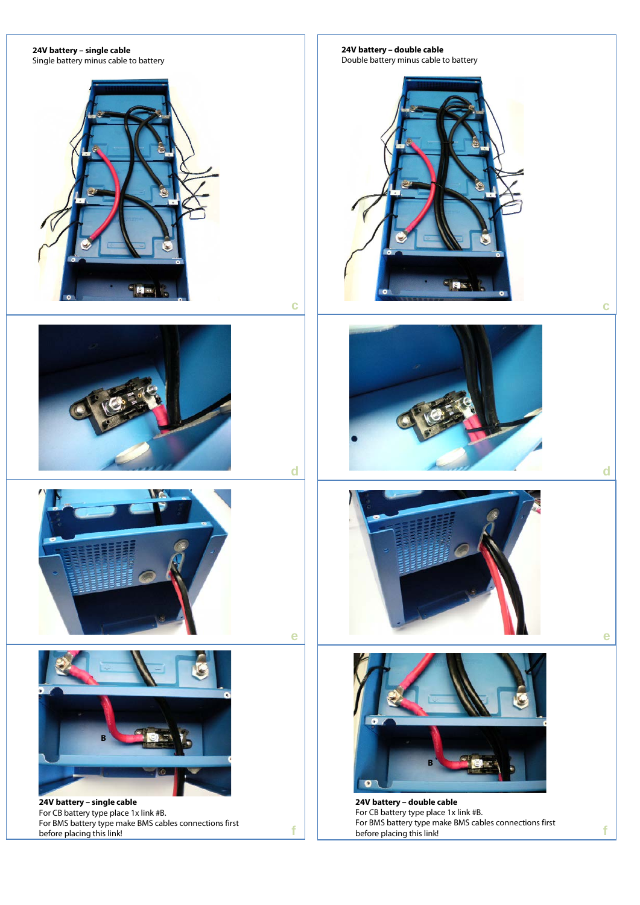**24V battery – single cable**
Single battery minus cable to battery

c

**24V battery – double cable**
Double battery minus cable to battery

c

d

d

e

e

B

**24V battery – single cable**
For CB battery type place 1x link #B.
For BMS battery type make BMS cables connections first before placing this link!

f

B

**24V battery – double cable**
For CB battery type place 1x link #B.
For BMS battery type make BMS cables connections first before placing this link!

f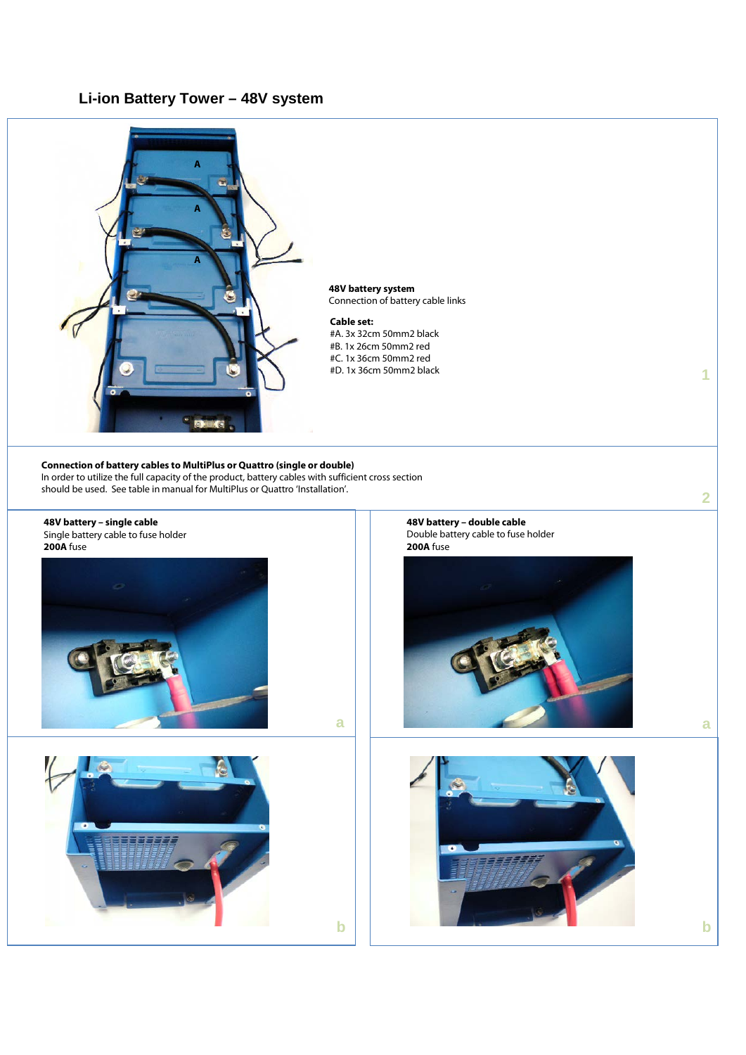## Li-ion Battery Tower – 48V system

**48V battery system**
Connection of battery cable links

**Cable set:**
#A. 3x 32cm 50mm2 black
#B. 1x 26cm 50mm2 red
#C. 1x 36cm 50mm2 red
#D. 1x 36cm 50mm2 black

**Connection of battery cables to MultiPlus or Quattro (single or double)**
In order to utilize the full capacity of the product, battery cables with sufficient cross section should be used. See table in manual for MultiPlus or Quattro 'Installation'.

**48V battery – single cable**
Single battery cable to fuse holder
**200A** fuse

**48V battery – double cable**
Double battery cable to fuse holder
**200A** fuse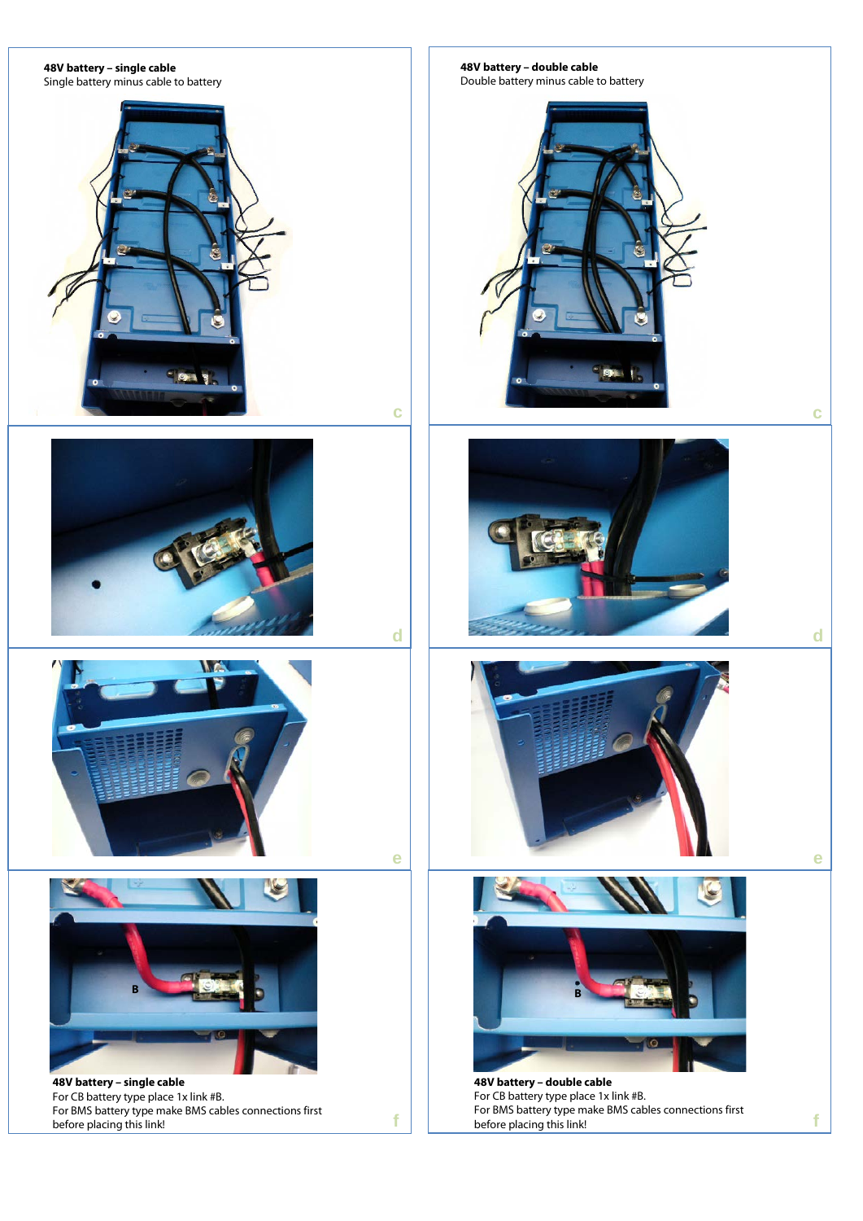**48V battery – single cable**
Single battery minus cable to battery

c

**48V battery – double cable**
Double battery minus cable to battery

c

d

d

e

e

B

**48V battery – single cable**
For CB battery type place 1x link #B.
For BMS battery type make BMS cables connections first before placing this link!

f

B

**48V battery – double cable**
For CB battery type place 1x link #B.
For BMS battery type make BMS cables connections first before placing this link!

f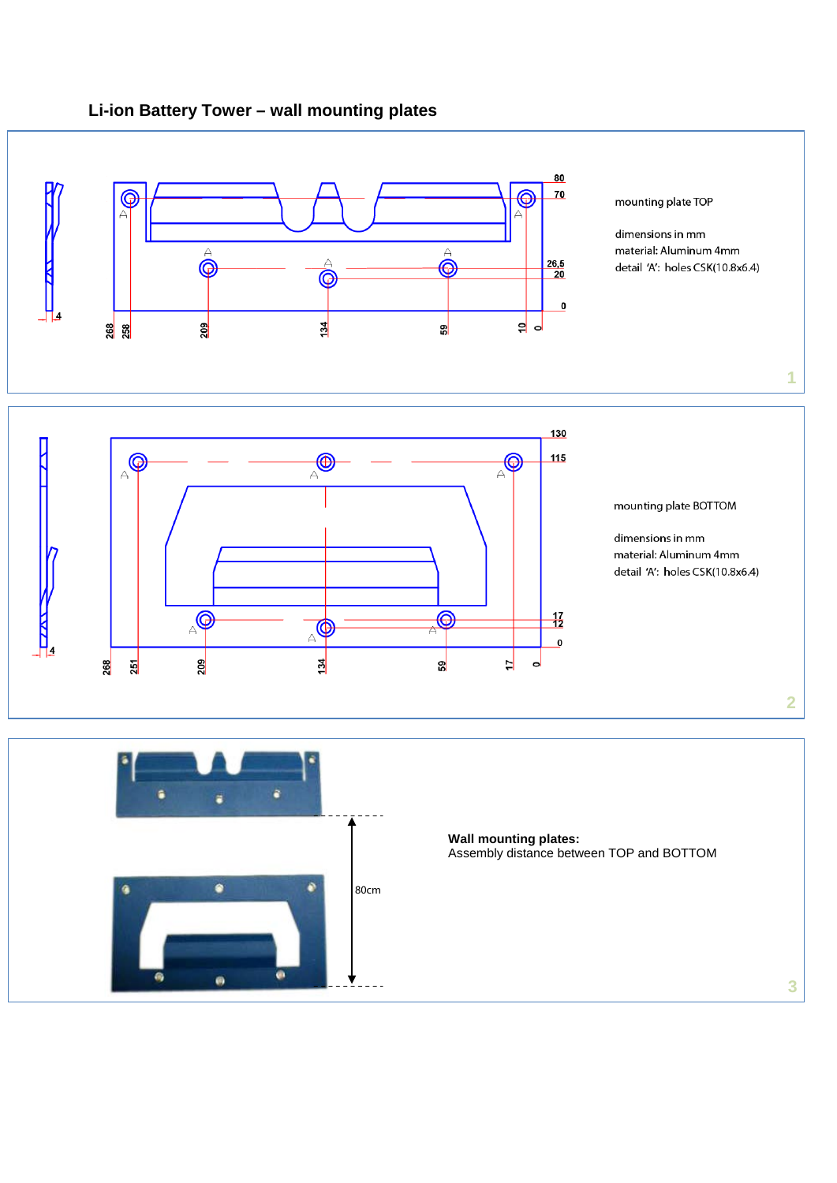## Li-ion Battery Tower – wall mounting plates

mounting plate TOP

dimensions in mm
material: Aluminum 4mm
detail 'A': holes CSK(10.8x6.4)

mounting plate BOTTOM

dimensions in mm
material: Aluminum 4mm
detail 'A': holes CSK(10.8x6.4)

**Wall mounting plates:**
Assembly distance between TOP and BOTTOM

80cm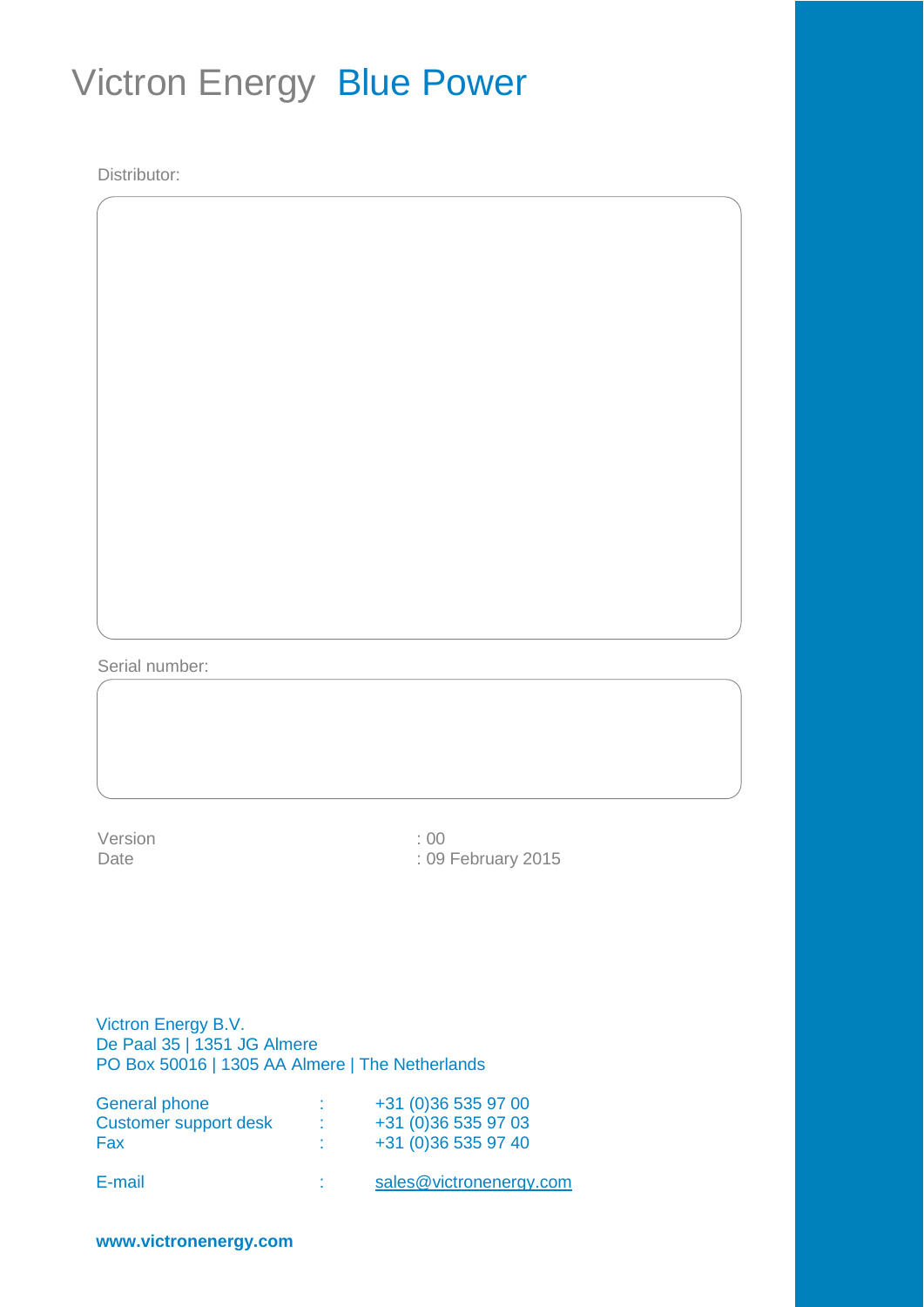# Victron Energy Blue Power

Distributor:

Serial number:

| | |
|---|---|
| Version | : 00 |
| Date | : 09 February 2015 |

Victron Energy B.V.
De Paal 35 | 1351 JG Almere
PO Box 50016 | 1305 AA Almere | The Netherlands

| | | |
|---|---|---|
| General phone | : | +31 (0)36 535 97 00 |
| Customer support desk | : | +31 (0)36 535 97 03 |
| Fax | : | +31 (0)36 535 97 40 |
| E-mail | : | sales@victronenergy.com |

**www.victronenergy.com**